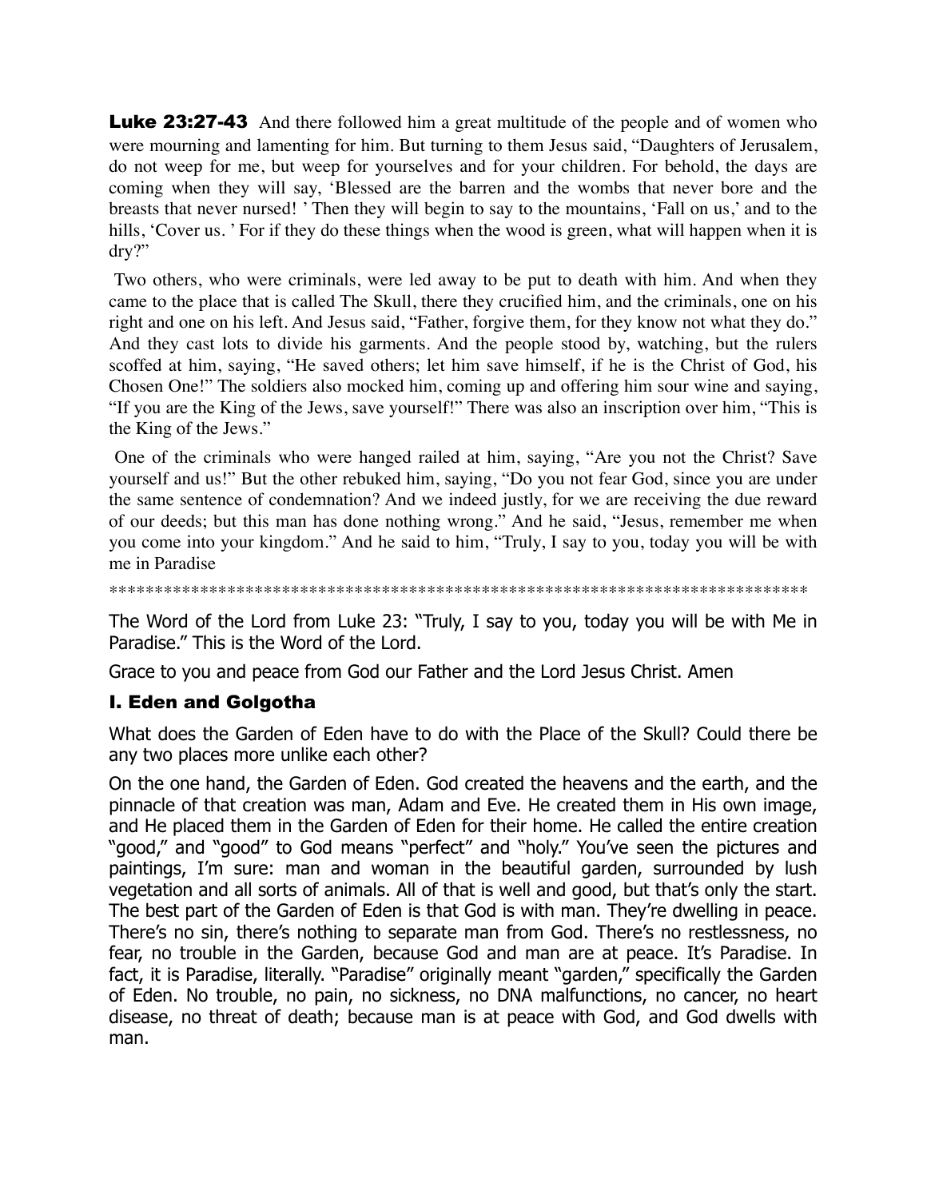**Luke 23:27-43** And there followed him a great multitude of the people and of women who were mourning and lamenting for him. But turning to them Jesus said, "Daughters of Jerusalem, do not weep for me, but weep for yourselves and for your children. For behold, the days are coming when they will say, 'Blessed are the barren and the wombs that never bore and the breasts that never nursed! ' Then they will begin to say to the mountains, 'Fall on us,' and to the hills, 'Cover us. ' For if they do these things when the wood is green, what will happen when it is dry?"

Two others, who were criminals, were led away to be put to death with him. And when they came to the place that is called The Skull, there they crucified him, and the criminals, one on his right and one on his left. And Jesus said, "Father, forgive them, for they know not what they do." And they cast lots to divide his garments. And the people stood by, watching, but the rulers scoffed at him, saying, "He saved others; let him save himself, if he is the Christ of God, his Chosen One!" The soldiers also mocked him, coming up and offering him sour wine and saying, "If you are the King of the Jews, save yourself!" There was also an inscription over him, "This is the King of the Jews."

One of the criminals who were hanged railed at him, saying, "Are you not the Christ? Save yourself and us!" But the other rebuked him, saying, "Do you not fear God, since you are under the same sentence of condemnation? And we indeed justly, for we are receiving the due reward of our deeds; but this man has done nothing wrong." And he said, "Jesus, remember me when you come into your kingdom." And he said to him, "Truly, I say to you, today you will be with me in Paradise

********************************************************************************

The Word of the Lord from Luke 23: "Truly, I say to you, today you will be with Me in Paradise." This is the Word of the Lord.

Grace to you and peace from God our Father and the Lord Jesus Christ. Amen

## I. Eden and Golgotha

What does the Garden of Eden have to do with the Place of the Skull? Could there be any two places more unlike each other?

On the one hand, the Garden of Eden. God created the heavens and the earth, and the pinnacle of that creation was man, Adam and Eve. He created them in His own image, and He placed them in the Garden of Eden for their home. He called the entire creation "good," and "good" to God means "perfect" and "holy." You've seen the pictures and paintings, I'm sure: man and woman in the beautiful garden, surrounded by lush vegetation and all sorts of animals. All of that is well and good, but that's only the start. The best part of the Garden of Eden is that God is with man. They're dwelling in peace. There's no sin, there's nothing to separate man from God. There's no restlessness, no fear, no trouble in the Garden, because God and man are at peace. It's Paradise. In fact, it is Paradise, literally. "Paradise" originally meant "garden," specifically the Garden of Eden. No trouble, no pain, no sickness, no DNA malfunctions, no cancer, no heart disease, no threat of death; because man is at peace with God, and God dwells with man.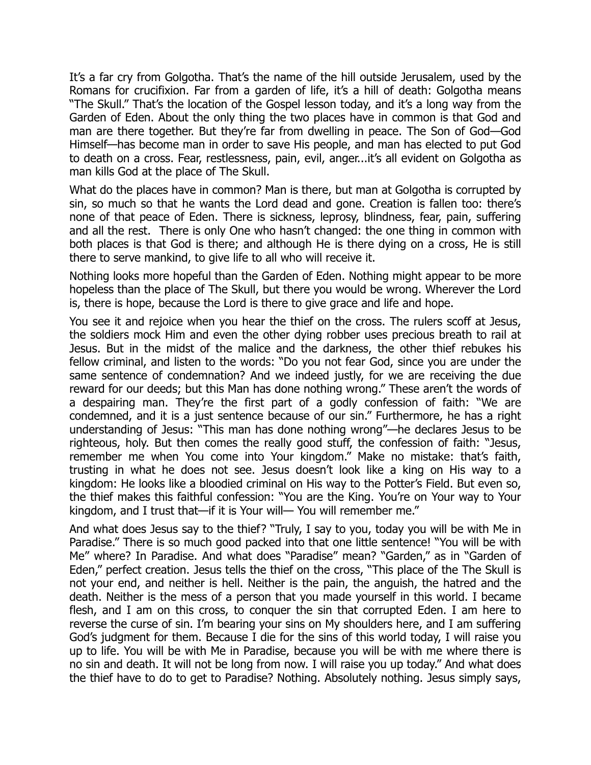It's a far cry from Golgotha. That's the name of the hill outside Jerusalem, used by the Romans for crucifixion. Far from a garden of life, it's a hill of death: Golgotha means "The Skull." That's the location of the Gospel lesson today, and it's a long way from the Garden of Eden. About the only thing the two places have in common is that God and man are there together. But they're far from dwelling in peace. The Son of God—God Himself—has become man in order to save His people, and man has elected to put God to death on a cross. Fear, restlessness, pain, evil, anger...it's all evident on Golgotha as man kills God at the place of The Skull.

What do the places have in common? Man is there, but man at Golgotha is corrupted by sin, so much so that he wants the Lord dead and gone. Creation is fallen too: there's none of that peace of Eden. There is sickness, leprosy, blindness, fear, pain, suffering and all the rest. There is only One who hasn't changed: the one thing in common with both places is that God is there; and although He is there dying on a cross, He is still there to serve mankind, to give life to all who will receive it.

Nothing looks more hopeful than the Garden of Eden. Nothing might appear to be more hopeless than the place of The Skull, but there you would be wrong. Wherever the Lord is, there is hope, because the Lord is there to give grace and life and hope.

You see it and rejoice when you hear the thief on the cross. The rulers scoff at Jesus, the soldiers mock Him and even the other dying robber uses precious breath to rail at Jesus. But in the midst of the malice and the darkness, the other thief rebukes his fellow criminal, and listen to the words: "Do you not fear God, since you are under the same sentence of condemnation? And we indeed justly, for we are receiving the due reward for our deeds; but this Man has done nothing wrong." These aren't the words of a despairing man. They're the first part of a godly confession of faith: "We are condemned, and it is a just sentence because of our sin." Furthermore, he has a right understanding of Jesus: "This man has done nothing wrong"—he declares Jesus to be righteous, holy. But then comes the really good stuff, the confession of faith: "Jesus, remember me when You come into Your kingdom." Make no mistake: that's faith, trusting in what he does not see. Jesus doesn't look like a king on His way to a kingdom: He looks like a bloodied criminal on His way to the Potter's Field. But even so, the thief makes this faithful confession: "You are the King. You're on Your way to Your kingdom, and I trust that—if it is Your will— You will remember me."

And what does Jesus say to the thief? "Truly, I say to you, today you will be with Me in Paradise." There is so much good packed into that one little sentence! "You will be with Me" where? In Paradise. And what does "Paradise" mean? "Garden," as in "Garden of Eden," perfect creation. Jesus tells the thief on the cross, "This place of the The Skull is not your end, and neither is hell. Neither is the pain, the anguish, the hatred and the death. Neither is the mess of a person that you made yourself in this world. I became flesh, and I am on this cross, to conquer the sin that corrupted Eden. I am here to reverse the curse of sin. I'm bearing your sins on My shoulders here, and I am suffering God's judgment for them. Because I die for the sins of this world today, I will raise you up to life. You will be with Me in Paradise, because you will be with me where there is no sin and death. It will not be long from now. I will raise you up today." And what does the thief have to do to get to Paradise? Nothing. Absolutely nothing. Jesus simply says,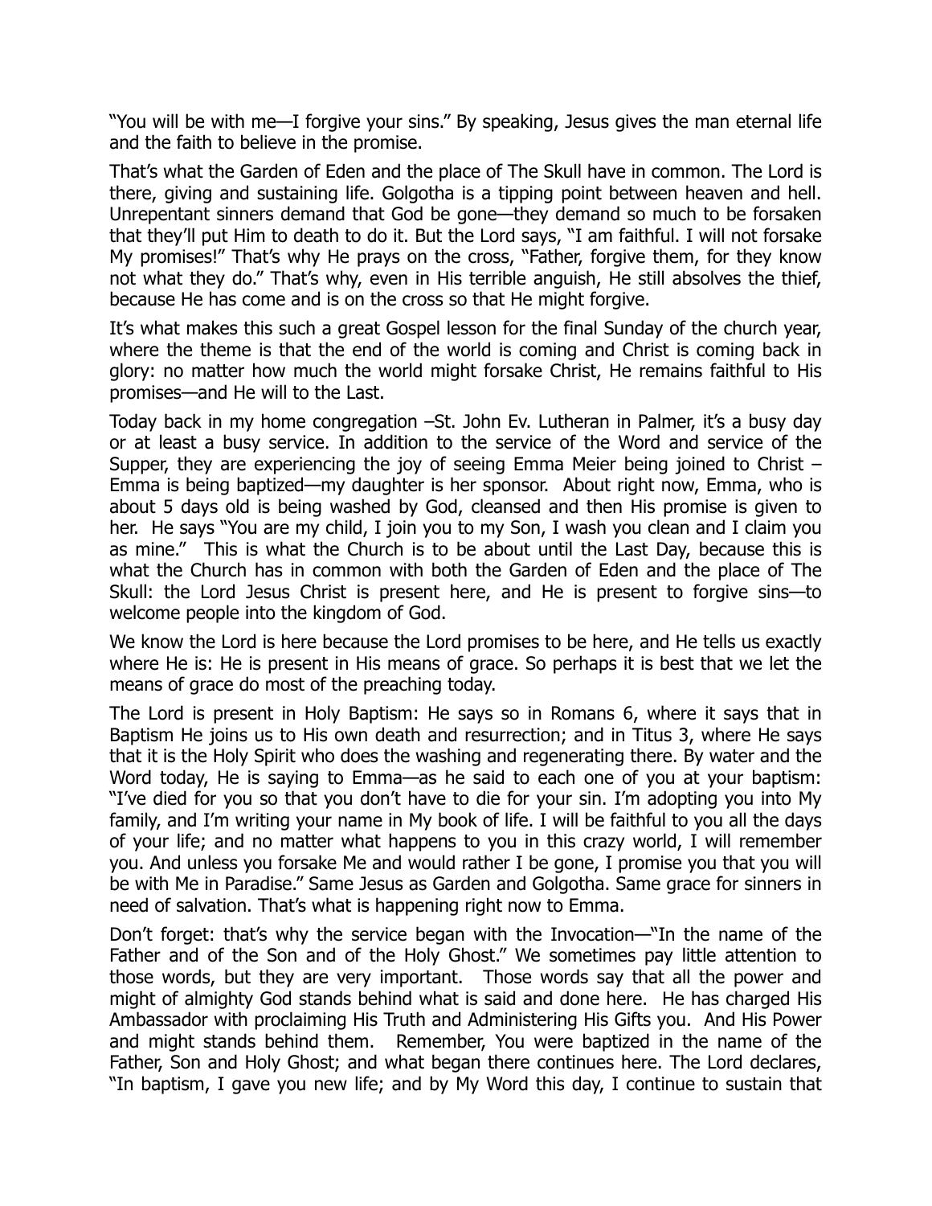"You will be with me—I forgive your sins." By speaking, Jesus gives the man eternal life and the faith to believe in the promise.

That's what the Garden of Eden and the place of The Skull have in common. The Lord is there, giving and sustaining life. Golgotha is a tipping point between heaven and hell. Unrepentant sinners demand that God be gone—they demand so much to be forsaken that they'll put Him to death to do it. But the Lord says, "I am faithful. I will not forsake My promises!" That's why He prays on the cross, "Father, forgive them, for they know not what they do." That's why, even in His terrible anguish, He still absolves the thief, because He has come and is on the cross so that He might forgive.

It's what makes this such a great Gospel lesson for the final Sunday of the church year, where the theme is that the end of the world is coming and Christ is coming back in glory: no matter how much the world might forsake Christ, He remains faithful to His promises—and He will to the Last.

Today back in my home congregation –St. John Ev. Lutheran in Palmer, it's a busy day or at least a busy service. In addition to the service of the Word and service of the Supper, they are experiencing the joy of seeing Emma Meier being joined to Christ – Emma is being baptized—my daughter is her sponsor. About right now, Emma, who is about 5 days old is being washed by God, cleansed and then His promise is given to her. He says "You are my child, I join you to my Son, I wash you clean and I claim you as mine." This is what the Church is to be about until the Last Day, because this is what the Church has in common with both the Garden of Eden and the place of The Skull: the Lord Jesus Christ is present here, and He is present to forgive sins—to welcome people into the kingdom of God.

We know the Lord is here because the Lord promises to be here, and He tells us exactly where He is: He is present in His means of grace. So perhaps it is best that we let the means of grace do most of the preaching today.

The Lord is present in Holy Baptism: He says so in Romans 6, where it says that in Baptism He joins us to His own death and resurrection; and in Titus 3, where He says that it is the Holy Spirit who does the washing and regenerating there. By water and the Word today, He is saying to Emma—as he said to each one of you at your baptism: "I've died for you so that you don't have to die for your sin. I'm adopting you into My family, and I'm writing your name in My book of life. I will be faithful to you all the days of your life; and no matter what happens to you in this crazy world, I will remember you. And unless you forsake Me and would rather I be gone, I promise you that you will be with Me in Paradise." Same Jesus as Garden and Golgotha. Same grace for sinners in need of salvation. That's what is happening right now to Emma.

Don't forget: that's why the service began with the Invocation—"In the name of the Father and of the Son and of the Holy Ghost." We sometimes pay little attention to those words, but they are very important. Those words say that all the power and might of almighty God stands behind what is said and done here. He has charged His Ambassador with proclaiming His Truth and Administering His Gifts you. And His Power and might stands behind them. Remember, You were baptized in the name of the Father, Son and Holy Ghost; and what began there continues here. The Lord declares, "In baptism, I gave you new life; and by My Word this day, I continue to sustain that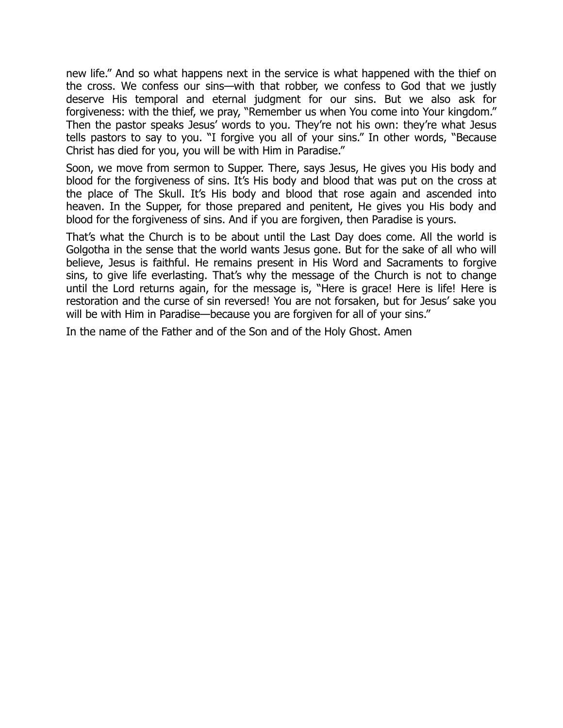new life." And so what happens next in the service is what happened with the thief on the cross. We confess our sins—with that robber, we confess to God that we justly deserve His temporal and eternal judgment for our sins. But we also ask for forgiveness: with the thief, we pray, "Remember us when You come into Your kingdom." Then the pastor speaks Jesus' words to you. They're not his own: they're what Jesus tells pastors to say to you. "I forgive you all of your sins." In other words, "Because Christ has died for you, you will be with Him in Paradise."

Soon, we move from sermon to Supper. There, says Jesus, He gives you His body and blood for the forgiveness of sins. It's His body and blood that was put on the cross at the place of The Skull. It's His body and blood that rose again and ascended into heaven. In the Supper, for those prepared and penitent, He gives you His body and blood for the forgiveness of sins. And if you are forgiven, then Paradise is yours.

That's what the Church is to be about until the Last Day does come. All the world is Golgotha in the sense that the world wants Jesus gone. But for the sake of all who will believe, Jesus is faithful. He remains present in His Word and Sacraments to forgive sins, to give life everlasting. That's why the message of the Church is not to change until the Lord returns again, for the message is, "Here is grace! Here is life! Here is restoration and the curse of sin reversed! You are not forsaken, but for Jesus' sake you will be with Him in Paradise—because you are forgiven for all of your sins."

In the name of the Father and of the Son and of the Holy Ghost. Amen